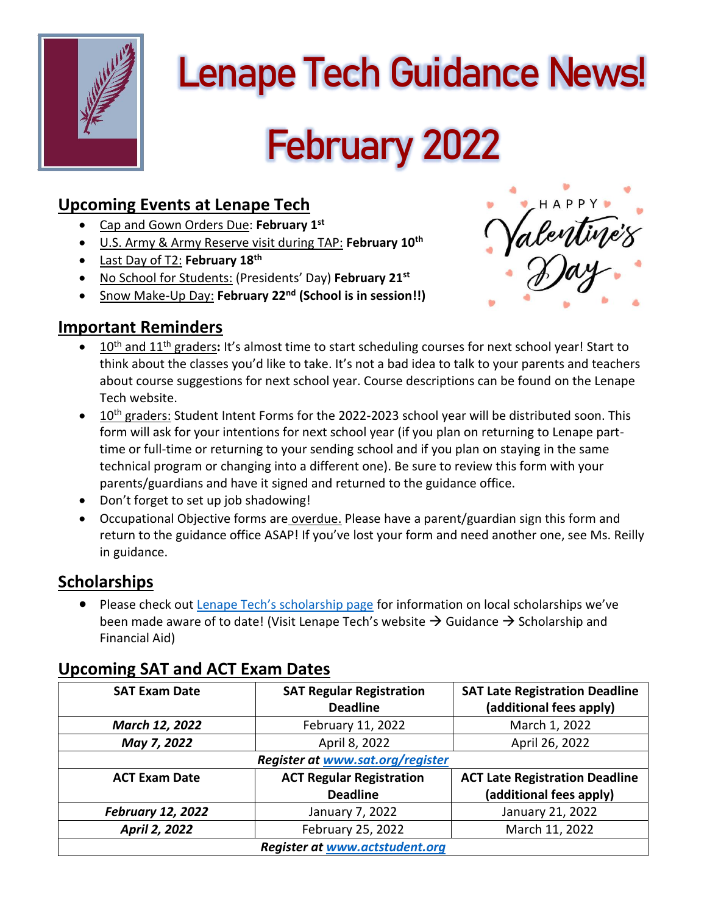# Lenape Tech Guidance News!

# February 2022

## Upcoming Events at Lenape Tech

- Cap and Gown Orders Due: **February 1st**
- U.S. Army & Army Reserve visit during TAP: **February 10th**
- Last Day of T2: **February 18th**
- No School for Students: (Presidents' Day) **February 21st**
- Snow Make-Up Day: **February 22nd (School is in session!!)**

## Important Reminders

- 10th and 11th graders**:** It's almost time to start scheduling courses for next school year! Start to think about the classes you'd like to take. It's not a bad idea to talk to your parents and teachers about course suggestions for next school year. Course descriptions can be found on the Lenape Tech website.
- 10th graders: Student Intent Forms for the 2022-2023 school year will be distributed soon. This form will ask for your intentions for next school year (if you plan on returning to Lenape part-time or full-time or returning to your sending school and if you plan on staying in the same technical program or changing into a different one). Be sure to review this form with your parents/guardians and have it signed and returned to the guidance office.
- Don't forget to set up job shadowing!
- Occupational Objective forms are overdue. Please have a parent/guardian sign this form and return to the guidance office ASAP! If you've lost your form and need another one, see Ms. Reilly in guidance.

## Scholarships

- Please check out Lenape Tech's scholarship page for information on local scholarships we've been made aware of to date! (Visit Lenape Tech's website → Guidance → Scholarship and Financial Aid)

## Upcoming SAT and ACT Exam Dates

| SAT Exam Date | SAT Regular Registration Deadline | SAT Late Registration Deadline (additional fees apply) |
|---|---|---|
| ***March 12, 2022*** | February 11, 2022 | March 1, 2022 |
| ***May 7, 2022*** | April 8, 2022 | April 26, 2022 |
| ***Register at www.sat.org/register*** | | |
| **ACT Exam Date** | **ACT Regular Registration Deadline** | **ACT Late Registration Deadline (additional fees apply)** |
| ***February 12, 2022*** | January 7, 2022 | January 21, 2022 |
| ***April 2, 2022*** | February 25, 2022 | March 11, 2022 |
| ***Register at www.actstudent.org*** | | |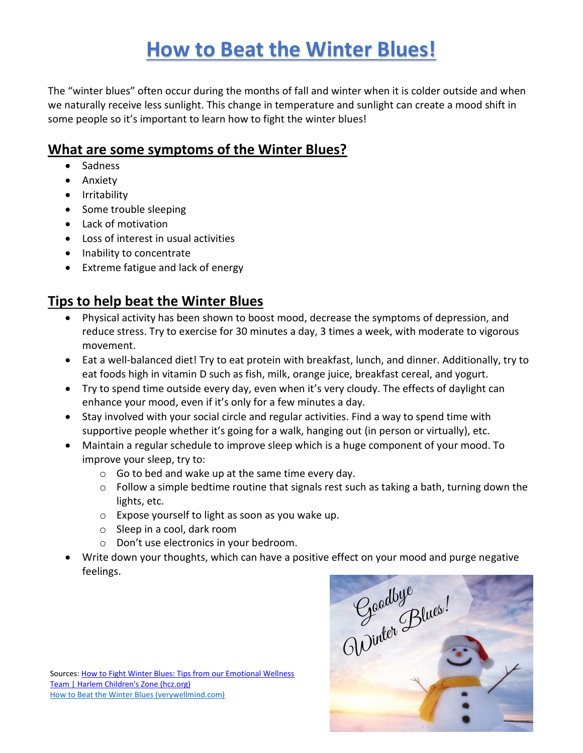# How to Beat the Winter Blues!

The "winter blues" often occur during the months of fall and winter when it is colder outside and when we naturally receive less sunlight. This change in temperature and sunlight can create a mood shift in some people so it's important to learn how to fight the winter blues!

## What are some symptoms of the Winter Blues?

- Sadness
- Anxiety
- Irritability
- Some trouble sleeping
- Lack of motivation
- Loss of interest in usual activities
- Inability to concentrate
- Extreme fatigue and lack of energy

## Tips to help beat the Winter Blues

- Physical activity has been shown to boost mood, decrease the symptoms of depression, and reduce stress. Try to exercise for 30 minutes a day, 3 times a week, with moderate to vigorous movement.
- Eat a well-balanced diet! Try to eat protein with breakfast, lunch, and dinner. Additionally, try to eat foods high in vitamin D such as fish, milk, orange juice, breakfast cereal, and yogurt.
- Try to spend time outside every day, even when it's very cloudy. The effects of daylight can enhance your mood, even if it's only for a few minutes a day.
- Stay involved with your social circle and regular activities. Find a way to spend time with supportive people whether it's going for a walk, hanging out (in person or virtually), etc.
- Maintain a regular schedule to improve sleep which is a huge component of your mood. To improve your sleep, try to:
  - Go to bed and wake up at the same time every day.
  - Follow a simple bedtime routine that signals rest such as taking a bath, turning down the lights, etc.
  - Expose yourself to light as soon as you wake up.
  - Sleep in a cool, dark room
  - Don't use electronics in your bedroom.
- Write down your thoughts, which can have a positive effect on your mood and purge negative feelings.

Goodbye Winter Blues!

Sources: [How to Fight Winter Blues: Tips from our Emotional Wellness Team | Harlem Children's Zone (hcz.org)](hcz.org)
[How to Beat the Winter Blues (verywellmind.com)](verywellmind.com)